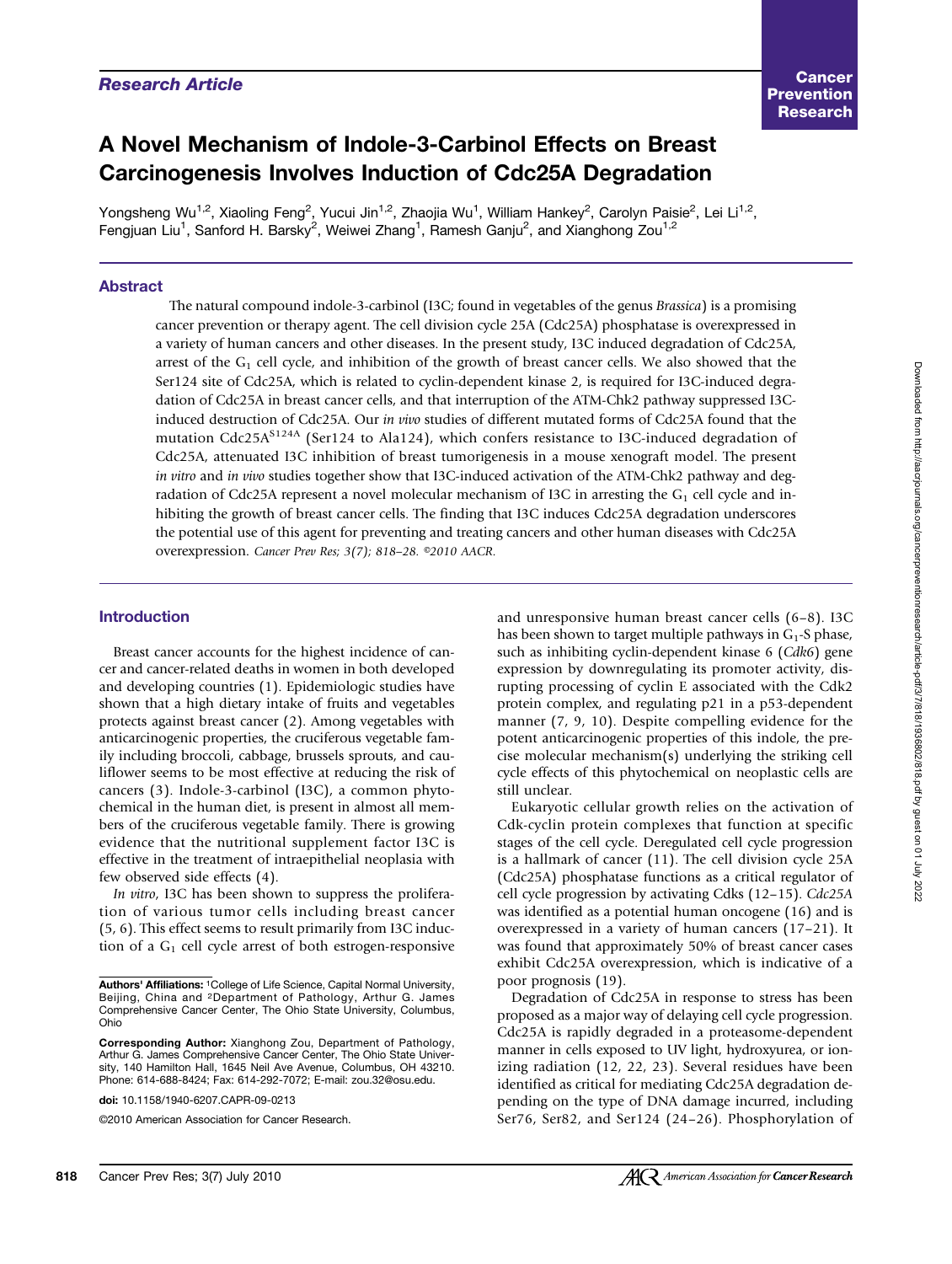Research Article

# A Novel Mechanism of Indole-3-Carbinol Effects on Breast Carcinogenesis Involves Induction of Cdc25A Degradation

Yongsheng Wu[1,2], Xiaoling Feng[2], Yucui Jin[1,2], Zhaojia Wu[1], William Hankey[2], Carolyn Paisie[2], Lei Li[1,2], Fengjuan Liu[1], Sanford H. Barsky[2], Weiwei Zhang[1], Ramesh Ganju[2], and Xianghong Zou[1,2]

## Abstract

The natural compound indole-3-carbinol (I3C; found in vegetables of the genus *Brassica*) is a promising cancer prevention or therapy agent. The cell division cycle 25A (Cdc25A) phosphatase is overexpressed in a variety of human cancers and other diseases. In the present study, I3C induced degradation of Cdc25A, arrest of the $G_1$ cell cycle, and inhibition of the growth of breast cancer cells. We also showed that the Ser124 site of Cdc25A, which is related to cyclin-dependent kinase 2, is required for I3C-induced degradation of Cdc25A in breast cancer cells, and that interruption of the ATM-Chk2 pathway suppressed I3C-induced destruction of Cdc25A. Our *in vivo* studies of different mutated forms of Cdc25A found that the mutation Cdc25A$^{S124A}$ (Ser124 to Ala124), which confers resistance to I3C-induced degradation of Cdc25A, attenuated I3C inhibition of breast tumorigenesis in a mouse xenograft model. The present *in vitro* and *in vivo* studies together show that I3C-induced activation of the ATM-Chk2 pathway and degradation of Cdc25A represent a novel molecular mechanism of I3C in arresting the $G_1$ cell cycle and inhibiting the growth of breast cancer cells. The finding that I3C induces Cdc25A degradation underscores the potential use of this agent for preventing and treating cancers and other human diseases with Cdc25A overexpression. *Cancer Prev Res; 3(7); 818–28. ©2010 AACR.*

## Introduction

Breast cancer accounts for the highest incidence of cancer and cancer-related deaths in women in both developed and developing countries (1). Epidemiologic studies have shown that a high dietary intake of fruits and vegetables protects against breast cancer (2). Among vegetables with anticarcinogenic properties, the cruciferous vegetable family including broccoli, cabbage, brussels sprouts, and cauliflower seems to be most effective at reducing the risk of cancers (3). Indole-3-carbinol (I3C), a common phytochemical in the human diet, is present in almost all members of the cruciferous vegetable family. There is growing evidence that the nutritional supplement factor I3C is effective in the treatment of intraepithelial neoplasia with few observed side effects (4).

*In vitro*, I3C has been shown to suppress the proliferation of various tumor cells including breast cancer (5, 6). This effect seems to result primarily from I3C induction of a $G_1$ cell cycle arrest of both estrogen-responsive and unresponsive human breast cancer cells (6–8). I3C has been shown to target multiple pathways in $G_1$-S phase, such as inhibiting cyclin-dependent kinase 6 (*Cdk6*) gene expression by downregulating its promoter activity, disrupting processing of cyclin E associated with the Cdk2 protein complex, and regulating p21 in a p53-dependent manner (7, 9, 10). Despite compelling evidence for the potent anticarcinogenic properties of this indole, the precise molecular mechanism(s) underlying the striking cell cycle effects of this phytochemical on neoplastic cells are still unclear.

Eukaryotic cellular growth relies on the activation of Cdk-cyclin protein complexes that function at specific stages of the cell cycle. Deregulated cell cycle progression is a hallmark of cancer (11). The cell division cycle 25A (Cdc25A) phosphatase functions as a critical regulator of cell cycle progression by activating Cdks (12–15). *Cdc25A* was identified as a potential human oncogene (16) and is overexpressed in a variety of human cancers (17–21). It was found that approximately 50% of breast cancer cases exhibit Cdc25A overexpression, which is indicative of a poor prognosis (19).

Degradation of Cdc25A in response to stress has been proposed as a major way of delaying cell cycle progression. Cdc25A is rapidly degraded in a proteasome-dependent manner in cells exposed to UV light, hydroxyurea, or ionizing radiation (12, 22, 23). Several residues have been identified as critical for mediating Cdc25A degradation depending on the type of DNA damage incurred, including Ser76, Ser82, and Ser124 (24–26). Phosphorylation of

**Authors' Affiliations:** [1]College of Life Science, Capital Normal University, Beijing, China and [2]Department of Pathology, Arthur G. James Comprehensive Cancer Center, The Ohio State University, Columbus, Ohio

**Corresponding Author:** Xianghong Zou, Department of Pathology, Arthur G. James Comprehensive Cancer Center, The Ohio State University, 140 Hamilton Hall, 1645 Neil Ave Avenue, Columbus, OH 43210. Phone: 614-688-8424; Fax: 614-292-7072; E-mail: zou.32@osu.edu.

doi: 10.1158/1940-6207.CAPR-09-0213

©2010 American Association for Cancer Research.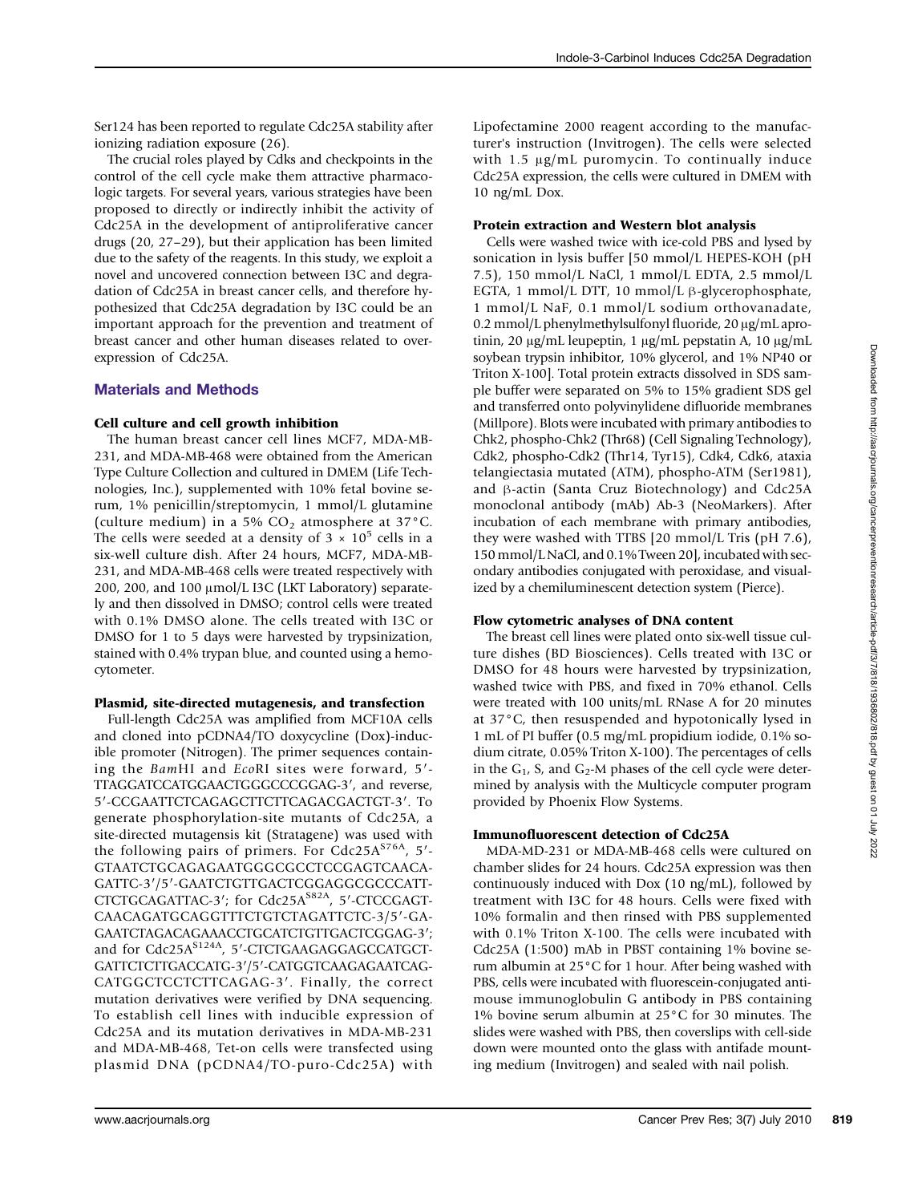Ser124 has been reported to regulate Cdc25A stability after ionizing radiation exposure (26).

The crucial roles played by Cdks and checkpoints in the control of the cell cycle make them attractive pharmacologic targets. For several years, various strategies have been proposed to directly or indirectly inhibit the activity of Cdc25A in the development of antiproliferative cancer drugs (20, 27–29), but their application has been limited due to the safety of the reagents. In this study, we exploit a novel and uncovered connection between I3C and degradation of Cdc25A in breast cancer cells, and therefore hypothesized that Cdc25A degradation by I3C could be an important approach for the prevention and treatment of breast cancer and other human diseases related to overexpression of Cdc25A.

## Materials and Methods

### Cell culture and cell growth inhibition

The human breast cancer cell lines MCF7, MDA-MB-231, and MDA-MB-468 were obtained from the American Type Culture Collection and cultured in DMEM (Life Technologies, Inc.), supplemented with 10% fetal bovine serum, 1% penicillin/streptomycin, 1 mmol/L glutamine (culture medium) in a 5% $CO_2$ atmosphere at 37°C. The cells were seeded at a density of $3 \times 10^5$ cells in a six-well culture dish. After 24 hours, MCF7, MDA-MB-231, and MDA-MB-468 cells were treated respectively with 200, 200, and 100 μmol/L I3C (LKT Laboratory) separately and then dissolved in DMSO; control cells were treated with 0.1% DMSO alone. The cells treated with I3C or DMSO for 1 to 5 days were harvested by trypsinization, stained with 0.4% trypan blue, and counted using a hemocytometer.

### Plasmid, site-directed mutagenesis, and transfection

Full-length Cdc25A was amplified from MCF10A cells and cloned into pCDNA4/TO doxycycline (Dox)-inducible promoter (Nitrogen). The primer sequences containing the *Bam*HI and *Eco*RI sites were forward, 5′-TTAGGATCCATGGAACTGGGCCCGGAG-3′, and reverse, 5′-CCGAATTCTCAGAGCTTCTTCAGACGACTGT-3′. To generate phosphorylation-site mutants of Cdc25A, a site-directed mutagenesis kit (Stratagene) was used with the following pairs of primers. For Cdc25A$^{S76A}$, 5′-GTAATCTGCAGAGAATGGGCGCCTCCGAGTCAACAGATTC-3′/5′-GAATCTGTTGACTCGGAGGCGCCCATTCTCTGCAGATTAC-3′; for Cdc25A$^{S82A}$, 5′-CTCCGAGTCAACAGATGCAGGTTTCTGTCTAGATTCTC-3/5′-GAGAATCTAGACAGAAACCTGCATCTGTTGACTCGGAG-3′; and for Cdc25A$^{S124A}$, 5′-CTCTGAAGAGGAGCCATGCTGATTCTCTTGACCATG-3′/5′-CATGGTCAAGAGAATCAGCATGGCTCCTCTTCAGAG-3′. Finally, the correct mutation derivatives were verified by DNA sequencing. To establish cell lines with inducible expression of Cdc25A and its mutation derivatives in MDA-MB-231 and MDA-MB-468, Tet-on cells were transfected using plasmid DNA (pCDNA4/TO-puro-Cdc25A) with Lipofectamine 2000 reagent according to the manufacturer's instruction (Invitrogen). The cells were selected with 1.5 μg/mL puromycin. To continually induce Cdc25A expression, the cells were cultured in DMEM with 10 ng/mL Dox.

### Protein extraction and Western blot analysis

Cells were washed twice with ice-cold PBS and lysed by sonication in lysis buffer [50 mmol/L HEPES-KOH (pH 7.5), 150 mmol/L NaCl, 1 mmol/L EDTA, 2.5 mmol/L EGTA, 1 mmol/L DTT, 10 mmol/L β-glycerophosphate, 1 mmol/L NaF, 0.1 mmol/L sodium orthovanadate, 0.2 mmol/L phenylmethylsulfonyl fluoride, 20 μg/mL aprotinin, 20 μg/mL leupeptin, 1 μg/mL pepstatin A, 10 μg/mL soybean trypsin inhibitor, 10% glycerol, and 1% NP40 or Triton X-100]. Total protein extracts dissolved in SDS sample buffer were separated on 5% to 15% gradient SDS gel and transferred onto polyvinylidene difluoride membranes (Millpore). Blots were incubated with primary antibodies to Chk2, phospho-Chk2 (Thr68) (Cell Signaling Technology), Cdk2, phospho-Cdk2 (Thr14, Tyr15), Cdk4, Cdk6, ataxia telangiectasia mutated (ATM), phospho-ATM (Ser1981), and β-actin (Santa Cruz Biotechnology) and Cdc25A monoclonal antibody (mAb) Ab-3 (NeoMarkers). After incubation of each membrane with primary antibodies, they were washed with TTBS [20 mmol/L Tris (pH 7.6), 150 mmol/L NaCl, and 0.1% Tween 20], incubated with secondary antibodies conjugated with peroxidase, and visualized by a chemiluminescent detection system (Pierce).

### Flow cytometric analyses of DNA content

The breast cell lines were plated onto six-well tissue culture dishes (BD Biosciences). Cells treated with I3C or DMSO for 48 hours were harvested by trypsinization, washed twice with PBS, and fixed in 70% ethanol. Cells were treated with 100 units/mL RNase A for 20 minutes at 37°C, then resuspended and hypotonically lysed in 1 mL of PI buffer (0.5 mg/mL propidium iodide, 0.1% sodium citrate, 0.05% Triton X-100). The percentages of cells in the $G_1$, S, and $G_2$-M phases of the cell cycle were determined by analysis with the Multicycle computer program provided by Phoenix Flow Systems.

### Immunofluorescent detection of Cdc25A

MDA-MD-231 or MDA-MB-468 cells were cultured on chamber slides for 24 hours. Cdc25A expression was then continuously induced with Dox (10 ng/mL), followed by treatment with I3C for 48 hours. Cells were fixed with 10% formalin and then rinsed with PBS supplemented with 0.1% Triton X-100. The cells were incubated with Cdc25A (1:500) mAb in PBST containing 1% bovine serum albumin at 25°C for 1 hour. After being washed with PBS, cells were incubated with fluorescein-conjugated anti-mouse immunoglobulin G antibody in PBS containing 1% bovine serum albumin at 25°C for 30 minutes. The slides were washed with PBS, then coverslips with cell-side down were mounted onto the glass with antifade mounting medium (Invitrogen) and sealed with nail polish.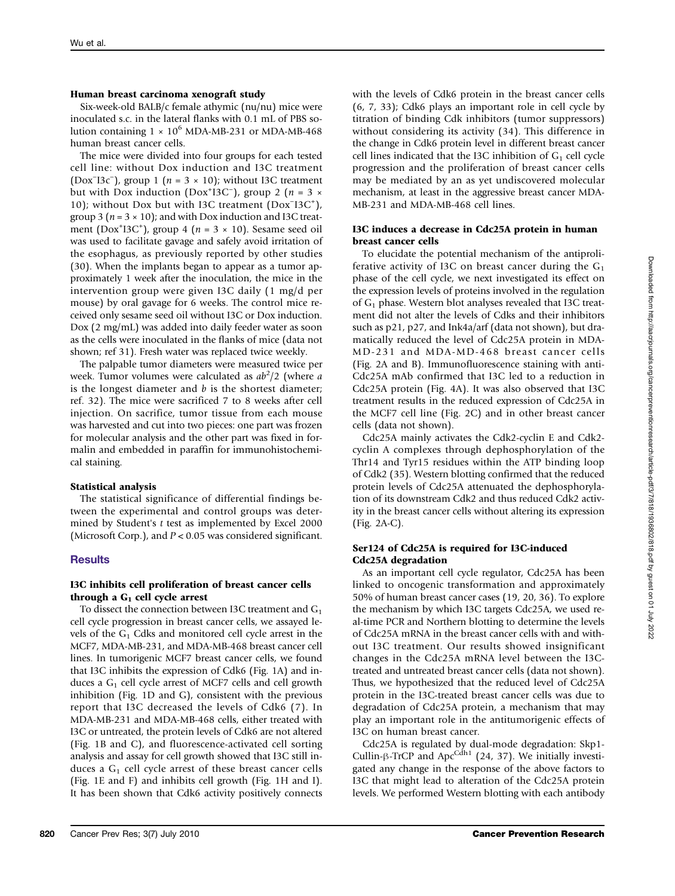### Human breast carcinoma xenograft study

Six-week-old BALB/c female athymic (nu/nu) mice were inoculated s.c. in the lateral flanks with 0.1 mL of PBS solution containing $1 \times 10^6$ MDA-MB-231 or MDA-MB-468 human breast cancer cells.

The mice were divided into four groups for each tested cell line: without Dox induction and I3C treatment ($Dox^-I3c^-$), group 1 ($n = 3 \times 10$); without I3C treatment but with Dox induction ($Dox^+I3C^-$), group 2 ($n = 3 \times 10$); without Dox but with I3C treatment ($Dox^-I3C^+$), group 3 ($n = 3 \times 10$); and with Dox induction and I3C treatment ($Dox^+I3C^+$), group 4 ($n = 3 \times 10$). Sesame seed oil was used to facilitate gavage and safely avoid irritation of the esophagus, as previously reported by other studies (30). When the implants began to appear as a tumor approximately 1 week after the inoculation, the mice in the intervention group were given I3C daily (1 mg/d per mouse) by oral gavage for 6 weeks. The control mice received only sesame seed oil without I3C or Dox induction. Dox (2 mg/mL) was added into daily feeder water as soon as the cells were inoculated in the flanks of mice (data not shown; ref 31). Fresh water was replaced twice weekly.

The palpable tumor diameters were measured twice per week. Tumor volumes were calculated as $ab^2/2$ (where $a$ is the longest diameter and $b$ is the shortest diameter; ref. 32). The mice were sacrificed 7 to 8 weeks after cell injection. On sacrifice, tumor tissue from each mouse was harvested and cut into two pieces: one part was frozen for molecular analysis and the other part was fixed in formalin and embedded in paraffin for immunohistochemical staining.

### Statistical analysis

The statistical significance of differential findings between the experimental and control groups was determined by Student's $t$ test as implemented by Excel 2000 (Microsoft Corp.), and $P < 0.05$ was considered significant.

## Results

### I3C inhibits cell proliferation of breast cancer cells through a $G_1$ cell cycle arrest

To dissect the connection between I3C treatment and $G_1$ cell cycle progression in breast cancer cells, we assayed levels of the $G_1$ Cdks and monitored cell cycle arrest in the MCF7, MDA-MB-231, and MDA-MB-468 breast cancer cell lines. In tumorigenic MCF7 breast cancer cells, we found that I3C inhibits the expression of Cdk6 (Fig. 1A) and induces a $G_1$ cell cycle arrest of MCF7 cells and cell growth inhibition (Fig. 1D and G), consistent with the previous report that I3C decreased the levels of Cdk6 (7). In MDA-MB-231 and MDA-MB-468 cells, either treated with I3C or untreated, the protein levels of Cdk6 are not altered (Fig. 1B and C), and fluorescence-activated cell sorting analysis and assay for cell growth showed that I3C still induces a $G_1$ cell cycle arrest of these breast cancer cells (Fig. 1E and F) and inhibits cell growth (Fig. 1H and I). It has been shown that Cdk6 activity positively connects with the levels of Cdk6 protein in the breast cancer cells (6, 7, 33); Cdk6 plays an important role in cell cycle by titration of binding Cdk inhibitors (tumor suppressors) without considering its activity (34). This difference in the change in Cdk6 protein level in different breast cancer cell lines indicated that the I3C inhibition of $G_1$ cell cycle progression and the proliferation of breast cancer cells may be mediated by an as yet undiscovered molecular mechanism, at least in the aggressive breast cancer MDA-MB-231 and MDA-MB-468 cell lines.

### I3C induces a decrease in Cdc25A protein in human breast cancer cells

To elucidate the potential mechanism of the antiproliferative activity of I3C on breast cancer during the $G_1$ phase of the cell cycle, we next investigated its effect on the expression levels of proteins involved in the regulation of $G_1$ phase. Western blot analyses revealed that I3C treatment did not alter the levels of Cdks and their inhibitors such as p21, p27, and Ink4a/arf (data not shown), but dramatically reduced the level of Cdc25A protein in MDA-MD-231 and MDA-MD-468 breast cancer cells (Fig. 2A and B). Immunofluorescence staining with anti-Cdc25A mAb confirmed that I3C led to a reduction in Cdc25A protein (Fig. 4A). It was also observed that I3C treatment results in the reduced expression of Cdc25A in the MCF7 cell line (Fig. 2C) and in other breast cancer cells (data not shown).

Cdc25A mainly activates the Cdk2-cyclin E and Cdk2-cyclin A complexes through dephosphorylation of the Thr14 and Tyr15 residues within the ATP binding loop of Cdk2 (35). Western blotting confirmed that the reduced protein levels of Cdc25A attenuated the dephosphorylation of its downstream Cdk2 and thus reduced Cdk2 activity in the breast cancer cells without altering its expression (Fig. 2A-C).

### Ser124 of Cdc25A is required for I3C-induced Cdc25A degradation

As an important cell cycle regulator, Cdc25A has been linked to oncogenic transformation and approximately 50% of human breast cancer cases (19, 20, 36). To explore the mechanism by which I3C targets Cdc25A, we used real-time PCR and Northern blotting to determine the levels of Cdc25A mRNA in the breast cancer cells with and without I3C treatment. Our results showed insignificant changes in the Cdc25A mRNA level between the I3C-treated and untreated breast cancer cells (data not shown). Thus, we hypothesized that the reduced level of Cdc25A protein in the I3C-treated breast cancer cells was due to degradation of Cdc25A protein, a mechanism that may play an important role in the antitumorigenic effects of I3C on human breast cancer.

Cdc25A is regulated by dual-mode degradation: Skp1-Cullin-β-TrCP and $Apc^{Cdh1}$ (24, 37). We initially investigated any change in the response of the above factors to I3C that might lead to alteration of the Cdc25A protein levels. We performed Western blotting with each antibody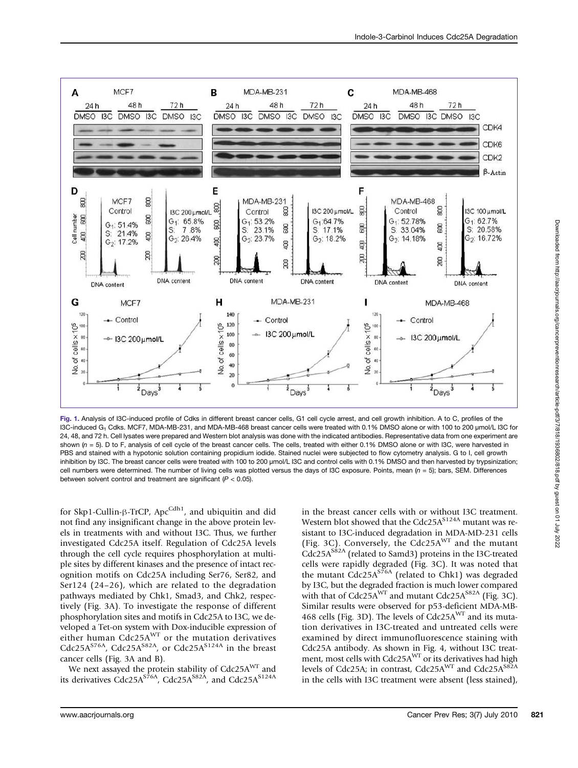Fig. 1. Analysis of I3C-induced profile of Cdks in different breast cancer cells, G1 cell cycle arrest, and cell growth inhibition. A to C, profiles of the I3C-induced $G_1$ Cdks. MCF7, MDA-MB-231, and MDA-MB-468 breast cancer cells were treated with 0.1% DMSO alone or with 100 to 200 μmol/L I3C for 24, 48, and 72 h. Cell lysates were prepared and Western blot analysis was done with the indicated antibodies. Representative data from one experiment are shown ($n = 5$). D to F, analysis of cell cycle of the breast cancer cells. The cells, treated with either 0.1% DMSO alone or with I3C, were harvested in PBS and stained with a hypotonic solution containing propidium iodide. Stained nuclei were subjected to flow cytometry analysis. G to I, cell growth inhibition by I3C. The breast cancer cells were treated with 100 to 200 μmol/L I3C and control cells with 0.1% DMSO and then harvested by trypsinization; cell numbers were determined. The number of living cells was plotted versus the days of I3C exposure. Points, mean ($n = 5$); bars, SEM. Differences between solvent control and treatment are significant ($P < 0.05$).

for Skp1-Cullin-β-TrCP, $Apc^{Cdh1}$, and ubiquitin and did not find any insignificant change in the above protein levels in treatments with and without I3C. Thus, we further investigated Cdc25A itself. Regulation of Cdc25A levels through the cell cycle requires phosphorylation at multiple sites by different kinases and the presence of intact recognition motifs on Cdc25A including Ser76, Ser82, and Ser124 (24–26), which are related to the degradation pathways mediated by Chk1, Smad3, and Chk2, respectively (Fig. 3A). To investigate the response of different phosphorylation sites and motifs in Cdc25A to I3C, we developed a Tet-on system with Dox-inducible expression of either human $Cdc25A^{WT}$ or the mutation derivatives $Cdc25A^{S76A}$, $Cdc25A^{S82A}$, or $Cdc25A^{S124A}$ in the breast cancer cells (Fig. 3A and B).

We next assayed the protein stability of $Cdc25A^{WT}$ and its derivatives $Cdc25A^{S76A}$, $Cdc25A^{S82A}$, and $Cdc25A^{S124A}$ in the breast cancer cells with or without I3C treatment. Western blot showed that the $Cdc25A^{S124A}$ mutant was resistant to I3C-induced degradation in MDA-MD-231 cells (Fig. 3C). Conversely, the $Cdc25A^{WT}$ and the mutant $Cdc25A^{S82A}$ (related to Samd3) proteins in the I3C-treated cells were rapidly degraded (Fig. 3C). It was noted that the mutant $Cdc25A^{S76A}$ (related to Chk1) was degraded by I3C, but the degraded fraction is much lower compared with that of $Cdc25A^{WT}$ and mutant $Cdc25A^{S82A}$ (Fig. 3C). Similar results were observed for p53-deficient MDA-MB-468 cells (Fig. 3D). The levels of $Cdc25A^{WT}$ and its mutation derivatives in I3C-treated and untreated cells were examined by direct immunofluorescence staining with Cdc25A antibody. As shown in Fig. 4, without I3C treatment, most cells with $Cdc25A^{WT}$ or its derivatives had high levels of Cdc25A; in contrast, $Cdc25A^{WT}$ and $Cdc25A^{S82A}$ in the cells with I3C treatment were absent (less stained),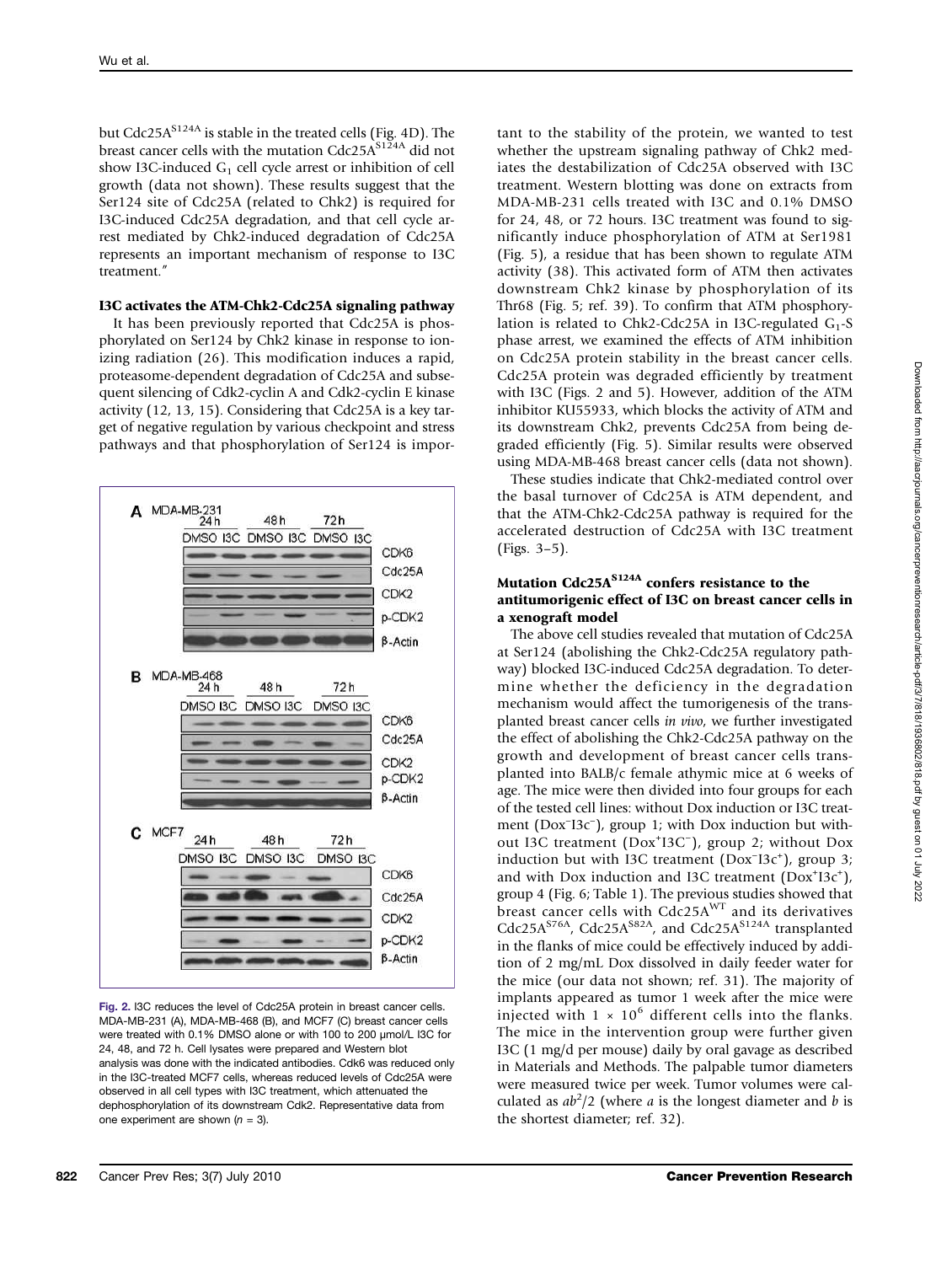but Cdc25A$^{S124A}$ is stable in the treated cells (Fig. 4D). The breast cancer cells with the mutation Cdc25A$^{S124A}$ did not show I3C-induced $G_1$ cell cycle arrest or inhibition of cell growth (data not shown). These results suggest that the Ser124 site of Cdc25A (related to Chk2) is required for I3C-induced Cdc25A degradation, and that cell cycle arrest mediated by Chk2-induced degradation of Cdc25A represents an important mechanism of response to I3C treatment."

### I3C activates the ATM-Chk2-Cdc25A signaling pathway

It has been previously reported that Cdc25A is phosphorylated on Ser124 by Chk2 kinase in response to ionizing radiation (26). This modification induces a rapid, proteasome-dependent degradation of Cdc25A and subsequent silencing of Cdk2-cyclin A and Cdk2-cyclin E kinase activity (12, 13, 15). Considering that Cdc25A is a key target of negative regulation by various checkpoint and stress pathways and that phosphorylation of Ser124 is important to the stability of the protein, we wanted to test whether the upstream signaling pathway of Chk2 mediates the destabilization of Cdc25A observed with I3C treatment. Western blotting was done on extracts from MDA-MB-231 cells treated with I3C and 0.1% DMSO for 24, 48, or 72 hours. I3C treatment was found to significantly induce phosphorylation of ATM at Ser1981 (Fig. 5), a residue that has been shown to regulate ATM activity (38). This activated form of ATM then activates downstream Chk2 kinase by phosphorylation of its Thr68 (Fig. 5; ref. 39). To confirm that ATM phosphorylation is related to Chk2-Cdc25A in I3C-regulated $G_1$-S phase arrest, we examined the effects of ATM inhibition on Cdc25A protein stability in the breast cancer cells. Cdc25A protein was degraded efficiently by treatment with I3C (Figs. 2 and 5). However, addition of the ATM inhibitor KU55933, which blocks the activity of ATM and its downstream Chk2, prevents Cdc25A from being degraded efficiently (Fig. 5). Similar results were observed using MDA-MB-468 breast cancer cells (data not shown).

These studies indicate that Chk2-mediated control over the basal turnover of Cdc25A is ATM dependent, and that the ATM-Chk2-Cdc25A pathway is required for the accelerated destruction of Cdc25A with I3C treatment (Figs. 3–5).

Fig. 2. I3C reduces the level of Cdc25A protein in breast cancer cells. MDA-MB-231 (A), MDA-MB-468 (B), and MCF7 (C) breast cancer cells were treated with 0.1% DMSO alone or with 100 to 200 μmol/L I3C for 24, 48, and 72 h. Cell lysates were prepared and Western blot analysis was done with the indicated antibodies. Cdk6 was reduced only in the I3C-treated MCF7 cells, whereas reduced levels of Cdc25A were observed in all cell types with I3C treatment, which attenuated the dephosphorylation of its downstream Cdk2. Representative data from one experiment are shown ($n = 3$).

### Mutation Cdc25A$^{S124A}$ confers resistance to the antitumorigenic effect of I3C on breast cancer cells in a xenograft model

The above cell studies revealed that mutation of Cdc25A at Ser124 (abolishing the Chk2-Cdc25A regulatory pathway) blocked I3C-induced Cdc25A degradation. To determine whether the deficiency in the degradation mechanism would affect the tumorigenesis of the transplanted breast cancer cells *in vivo*, we further investigated the effect of abolishing the Chk2-Cdc25A pathway on the growth and development of breast cancer cells transplanted into BALB/c female athymic mice at 6 weeks of age. The mice were then divided into four groups for each of the tested cell lines: without Dox induction or I3C treatment (Dox$^-$I3c$^-$), group 1; with Dox induction but without I3C treatment (Dox$^+$I3C$^-$), group 2; without Dox induction but with I3C treatment (Dox$^-$I3c$^+$), group 3; and with Dox induction and I3C treatment (Dox$^+$I3c$^+$), group 4 (Fig. 6; Table 1). The previous studies showed that breast cancer cells with Cdc25A$^{WT}$ and its derivatives Cdc25A$^{S76A}$, Cdc25A$^{S82A}$, and Cdc25A$^{S124A}$ transplanted in the flanks of mice could be effectively induced by addition of 2 mg/mL Dox dissolved in daily feeder water for the mice (our data not shown; ref. 31). The majority of implants appeared as tumor 1 week after the mice were injected with $1 \times 10^6$ different cells into the flanks. The mice in the intervention group were further given I3C (1 mg/d per mouse) daily by oral gavage as described in Materials and Methods. The palpable tumor diameters were measured twice per week. Tumor volumes were calculated as $ab^2/2$ (where $a$ is the longest diameter and $b$ is the shortest diameter; ref. 32).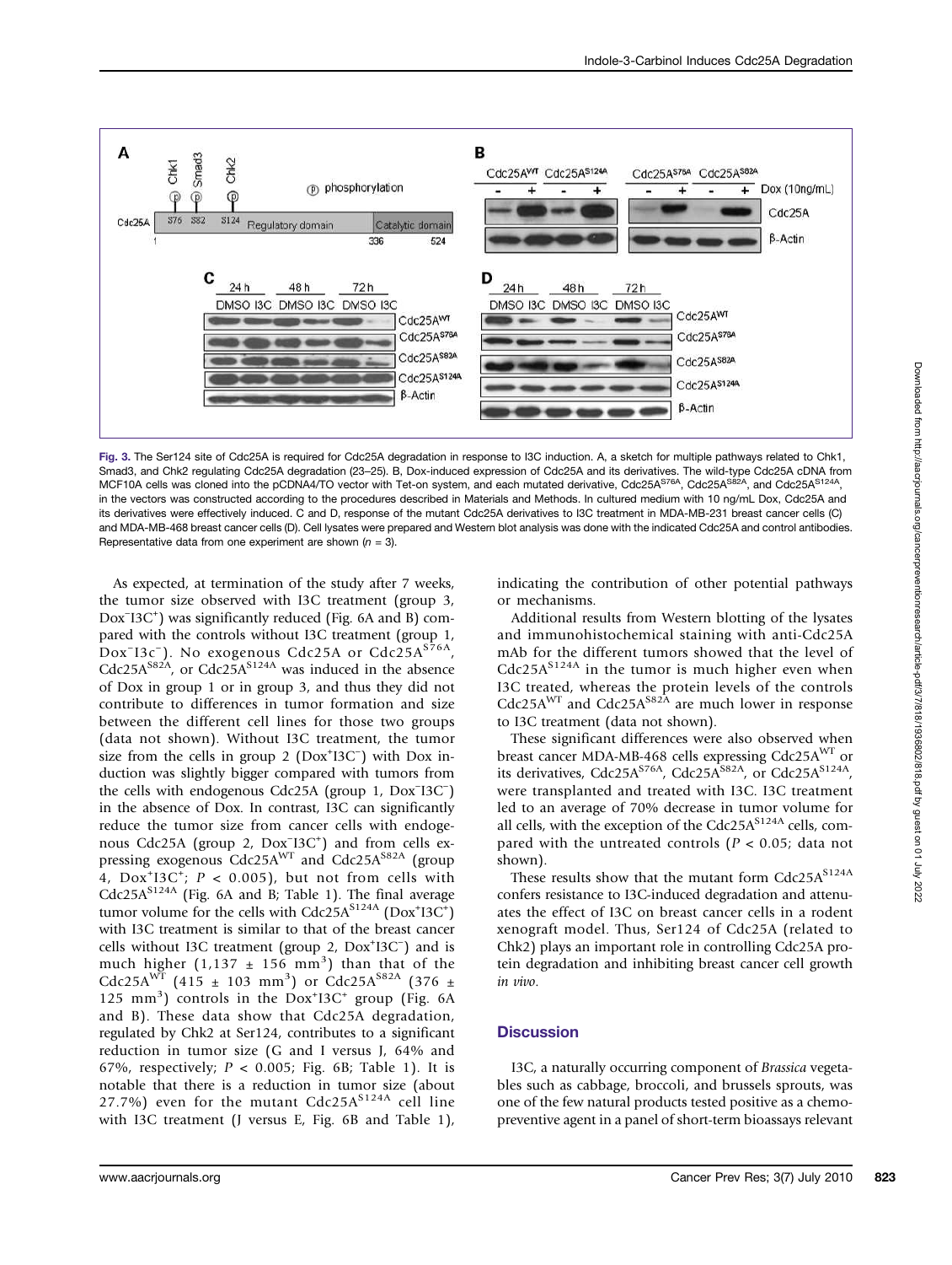Fig. 3. The Ser124 site of Cdc25A is required for Cdc25A degradation in response to I3C induction. A, a sketch for multiple pathways related to Chk1, Smad3, and Chk2 regulating Cdc25A degradation (23–25). B, Dox-induced expression of Cdc25A and its derivatives. The wild-type Cdc25A cDNA from MCF10A cells was cloned into the pCDNA4/TO vector with Tet-on system, and each mutated derivative, Cdc25A$^{S76A}$, Cdc25A$^{S82A}$, and Cdc25A$^{S124A}$, in the vectors was constructed according to the procedures described in Materials and Methods. In cultured medium with 10 ng/mL Dox, Cdc25A and its derivatives were effectively induced. C and D, response of the mutant Cdc25A derivatives to I3C treatment in MDA-MB-231 breast cancer cells (C) and MDA-MB-468 breast cancer cells (D). Cell lysates were prepared and Western blot analysis was done with the indicated Cdc25A and control antibodies. Representative data from one experiment are shown ($n = 3$).

As expected, at termination of the study after 7 weeks, the tumor size observed with I3C treatment (group 3, Dox$^-$I3C$^+$) was significantly reduced (Fig. 6A and B) compared with the controls without I3C treatment (group 1, Dox$^-$I3c$^-$). No exogenous Cdc25A or Cdc25A$^{S76A}$, Cdc25A$^{S82A}$, or Cdc25A$^{S124A}$ was induced in the absence of Dox in group 1 or in group 3, and thus they did not contribute to differences in tumor formation and size between the different cell lines for those two groups (data not shown). Without I3C treatment, the tumor size from the cells in group 2 (Dox$^+$I3C$^-$) with Dox induction was slightly bigger compared with tumors from the cells with endogenous Cdc25A (group 1, Dox$^-$I3C$^-$) in the absence of Dox. In contrast, I3C can significantly reduce the tumor size from cancer cells with endogenous Cdc25A (group 2, Dox$^-$I3C$^+$) and from cells expressing exogenous Cdc25A$^{WT}$ and Cdc25A$^{S82A}$ (group 4, Dox$^+$I3C$^+$; $P < 0.005$), but not from cells with Cdc25A$^{S124A}$ (Fig. 6A and B; Table 1). The final average tumor volume for the cells with Cdc25A$^{S124A}$ (Dox$^+$I3C$^+$) with I3C treatment is similar to that of the breast cancer cells without I3C treatment (group 2, Dox$^+$I3C$^-$) and is much higher (1,137 ± 156 mm$^3$) than that of the Cdc25A$^{WT}$ (415 ± 103 mm$^3$) or Cdc25A$^{S82A}$ (376 ± 125 mm$^3$) controls in the Dox$^+$I3C$^+$ group (Fig. 6A and B). These data show that Cdc25A degradation, regulated by Chk2 at Ser124, contributes to a significant reduction in tumor size (G and I versus J, 64% and 67%, respectively; $P < 0.005$; Fig. 6B; Table 1). It is notable that there is a reduction in tumor size (about 27.7%) even for the mutant Cdc25A$^{S124A}$ cell line with I3C treatment (J versus E, Fig. 6B and Table 1), indicating the contribution of other potential pathways or mechanisms.

Additional results from Western blotting of the lysates and immunohistochemical staining with anti-Cdc25A mAb for the different tumors showed that the level of Cdc25A$^{S124A}$ in the tumor is much higher even when I3C treated, whereas the protein levels of the controls Cdc25A$^{WT}$ and Cdc25A$^{S82A}$ are much lower in response to I3C treatment (data not shown).

These significant differences were also observed when breast cancer MDA-MB-468 cells expressing Cdc25A$^{WT}$ or its derivatives, Cdc25A$^{S76A}$, Cdc25A$^{S82A}$, or Cdc25A$^{S124A}$, were transplanted and treated with I3C. I3C treatment led to an average of 70% decrease in tumor volume for all cells, with the exception of the Cdc25A$^{S124A}$ cells, compared with the untreated controls ($P < 0.05$; data not shown).

These results show that the mutant form Cdc25A$^{S124A}$ confers resistance to I3C-induced degradation and attenuates the effect of I3C on breast cancer cells in a rodent xenograft model. Thus, Ser124 of Cdc25A (related to Chk2) plays an important role in controlling Cdc25A protein degradation and inhibiting breast cancer cell growth *in vivo*.

## Discussion

I3C, a naturally occurring component of *Brassica* vegetables such as cabbage, broccoli, and brussels sprouts, was one of the few natural products tested positive as a chemopreventive agent in a panel of short-term bioassays relevant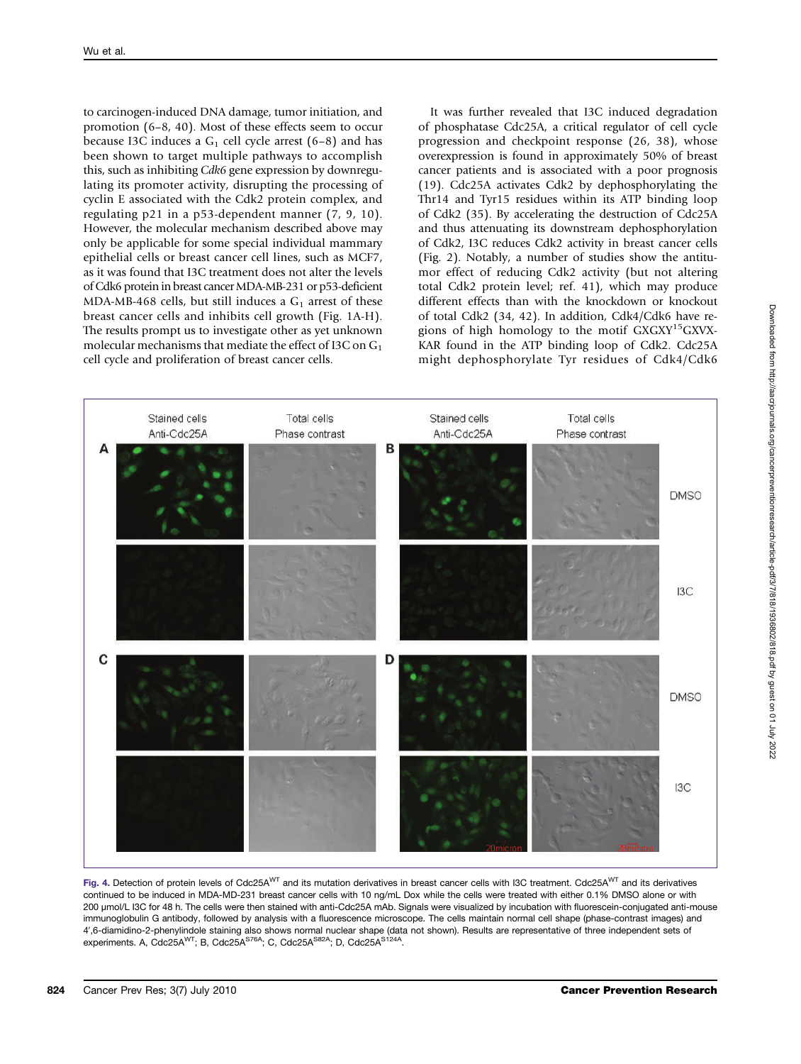to carcinogen-induced DNA damage, tumor initiation, and promotion (6–8, 40). Most of these effects seem to occur because I3C induces a $G_1$ cell cycle arrest (6–8) and has been shown to target multiple pathways to accomplish this, such as inhibiting *Cdk6* gene expression by downregulating its promoter activity, disrupting the processing of cyclin E associated with the Cdk2 protein complex, and regulating p21 in a p53-dependent manner (7, 9, 10). However, the molecular mechanism described above may only be applicable for some special individual mammary epithelial cells or breast cancer cell lines, such as MCF7, as it was found that I3C treatment does not alter the levels of Cdk6 protein in breast cancer MDA-MB-231 or p53-deficient MDA-MB-468 cells, but still induces a $G_1$ arrest of these breast cancer cells and inhibits cell growth (Fig. 1A-H). The results prompt us to investigate other as yet unknown molecular mechanisms that mediate the effect of I3C on $G_1$ cell cycle and proliferation of breast cancer cells.

It was further revealed that I3C induced degradation of phosphatase Cdc25A, a critical regulator of cell cycle progression and checkpoint response (26, 38), whose overexpression is found in approximately 50% of breast cancer patients and is associated with a poor prognosis (19). Cdc25A activates Cdk2 by dephosphorylating the Thr14 and Tyr15 residues within its ATP binding loop of Cdk2 (35). By accelerating the destruction of Cdc25A and thus attenuating its downstream dephosphorylation of Cdk2, I3C reduces Cdk2 activity in breast cancer cells (Fig. 2). Notably, a number of studies show the antitumor effect of reducing Cdk2 activity (but not altering total Cdk2 protein level; ref. 41), which may produce different effects than with the knockdown or knockout of total Cdk2 (34, 42). In addition, Cdk4/Cdk6 have regions of high homology to the motif GXGXY[15]GXVXKAR found in the ATP binding loop of Cdk2. Cdc25A might dephosphorylate Tyr residues of Cdk4/Cdk6

Fig. 4. Detection of protein levels of $Cdc25A^{WT}$ and its mutation derivatives in breast cancer cells with I3C treatment. $Cdc25A^{WT}$ and its derivatives continued to be induced in MDA-MD-231 breast cancer cells with 10 ng/mL Dox while the cells were treated with either 0.1% DMSO alone or with 200 μmol/L I3C for 48 h. The cells were then stained with anti-Cdc25A mAb. Signals were visualized by incubation with fluorescein-conjugated anti-mouse immunoglobulin G antibody, followed by analysis with a fluorescence microscope. The cells maintain normal cell shape (phase-contrast images) and 4′,6-diamidino-2-phenylindole staining also shows normal nuclear shape (data not shown). Results are representative of three independent sets of experiments. A, $Cdc25A^{WT}$; B, $Cdc25A^{S76A}$; C, $Cdc25A^{S82A}$; D, $Cdc25A^{S124A}$.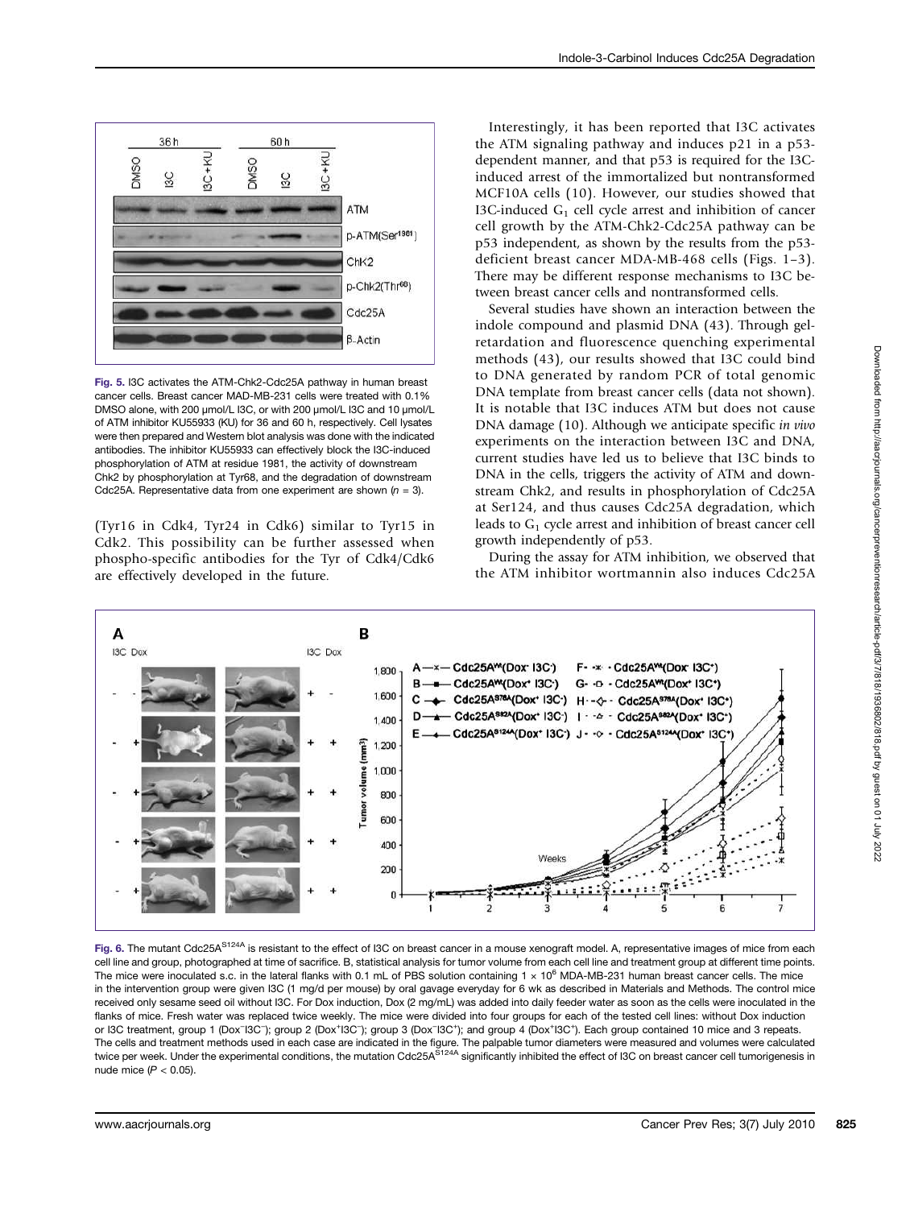Fig. 5. I3C activates the ATM-Chk2-Cdc25A pathway in human breast cancer cells. Breast cancer MAD-MB-231 cells were treated with 0.1% DMSO alone, with 200 μmol/L I3C, or with 200 μmol/L I3C and 10 μmol/L of ATM inhibitor KU55933 (KU) for 36 and 60 h, respectively. Cell lysates were then prepared and Western blot analysis was done with the indicated antibodies. The inhibitor KU55933 can effectively block the I3C-induced phosphorylation of ATM at residue 1981, the activity of downstream Chk2 by phosphorylation at Tyr68, and the degradation of downstream Cdc25A. Representative data from one experiment are shown ($n = 3$).

(Tyr16 in Cdk4, Tyr24 in Cdk6) similar to Tyr15 in Cdk2. This possibility can be further assessed when phospho-specific antibodies for the Tyr of Cdk4/Cdk6 are effectively developed in the future.

Interestingly, it has been reported that I3C activates the ATM signaling pathway and induces p21 in a p53-dependent manner, and that p53 is required for the I3C-induced arrest of the immortalized but nontransformed MCF10A cells (10). However, our studies showed that I3C-induced $G_1$ cell cycle arrest and inhibition of cancer cell growth by the ATM-Chk2-Cdc25A pathway can be p53 independent, as shown by the results from the p53-deficient breast cancer MDA-MB-468 cells (Figs. 1–3). There may be different response mechanisms to I3C between breast cancer cells and nontransformed cells.

Several studies have shown an interaction between the indole compound and plasmid DNA (43). Through gel-retardation and fluorescence quenching experimental methods (43), our results showed that I3C could bind to DNA generated by random PCR of total genomic DNA template from breast cancer cells (data not shown). It is notable that I3C induces ATM but does not cause DNA damage (10). Although we anticipate specific *in vivo* experiments on the interaction between I3C and DNA, current studies have led us to believe that I3C binds to DNA in the cells, triggers the activity of ATM and downstream Chk2, and results in phosphorylation of Cdc25A at Ser124, and thus causes Cdc25A degradation, which leads to $G_1$ cycle arrest and inhibition of breast cancer cell growth independently of p53.

During the assay for ATM inhibition, we observed that the ATM inhibitor wortmannin also induces Cdc25A

Fig. 6. The mutant Cdc25A$^{S124A}$ is resistant to the effect of I3C on breast cancer in a mouse xenograft model. A, representative images of mice from each cell line and group, photographed at time of sacrifice. B, statistical analysis for tumor volume from each cell line and treatment group at different time points. The mice were inoculated s.c. in the lateral flanks with 0.1 mL of PBS solution containing $1 \times 10^6$ MDA-MB-231 human breast cancer cells. The mice in the intervention group were given I3C (1 mg/d per mouse) by oral gavage everyday for 6 wk as described in Materials and Methods. The control mice received only sesame seed oil without I3C. For Dox induction, Dox (2 mg/mL) was added into daily feeder water as soon as the cells were inoculated in the flanks of mice. Fresh water was replaced twice weekly. The mice were divided into four groups for each of the tested cell lines: without Dox induction or I3C treatment, group 1 (Dox$^-$I3C$^-$); group 2 (Dox$^+$I3C$^-$); group 3 (Dox$^-$I3C$^+$); and group 4 (Dox$^+$I3C$^+$). Each group contained 10 mice and 3 repeats. The cells and treatment methods used in each case are indicated in the figure. The palpable tumor diameters were measured and volumes were calculated twice per week. Under the experimental conditions, the mutation Cdc25A$^{S124A}$ significantly inhibited the effect of I3C on breast cancer cell tumorigenesis in nude mice ($P < 0.05$).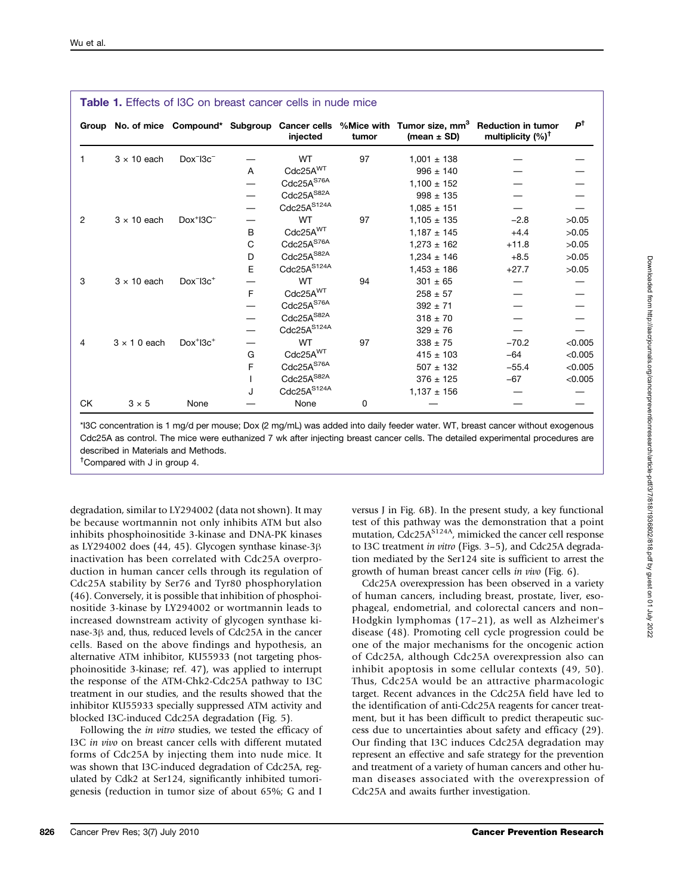**Table 1.** Effects of I3C on breast cancer cells in nude mice

| Group | No. of mice | Compound* | Subgroup | Cancer cells injected | %Mice with tumor | Tumor size, mm$^3$ (mean ± SD) | Reduction in tumor multiplicity (%)† | $P$† |
|---|---|---|---|---|---|---|---|---|
| 1 | 3 × 10 each | Dox$^-$I3c$^-$ | — | WT | 97 | 1,001 ± 138 | — | — |
| | | | A | Cdc25A$^{WT}$ | | 996 ± 140 | — | — |
| | | | — | Cdc25A$^{S76A}$ | | 1,100 ± 152 | — | — |
| | | | — | Cdc25A$^{S82A}$ | | 998 ± 135 | — | — |
| | | | — | Cdc25A$^{S124A}$ | | 1,085 ± 151 | — | — |
| 2 | 3 × 10 each | Dox$^+$I3C$^-$ | — | WT | 97 | 1,105 ± 135 | −2.8 | >0.05 |
| | | | B | Cdc25A$^{WT}$ | | 1,187 ± 145 | +4.4 | >0.05 |
| | | | C | Cdc25A$^{S76A}$ | | 1,273 ± 162 | +11.8 | >0.05 |
| | | | D | Cdc25A$^{S82A}$ | | 1,234 ± 146 | +8.5 | >0.05 |
| | | | E | Cdc25A$^{S124A}$ | | 1,453 ± 186 | +27.7 | >0.05 |
| 3 | 3 × 10 each | Dox$^-$I3c$^+$ | — | WT | 94 | 301 ± 65 | — | — |
| | | | F | Cdc25A$^{WT}$ | | 258 ± 57 | — | — |
| | | | — | Cdc25A$^{S76A}$ | | 392 ± 71 | — | — |
| | | | — | Cdc25A$^{S82A}$ | | 318 ± 70 | — | — |
| | | | — | Cdc25A$^{S124A}$ | | 329 ± 76 | — | — |
| 4 | 3 × 1 0 each | Dox$^+$I3c$^+$ | — | WT | 97 | 338 ± 75 | −70.2 | <0.005 |
| | | | G | Cdc25A$^{WT}$ | | 415 ± 103 | −64 | <0.005 |
| | | | F | Cdc25A$^{S76A}$ | | 507 ± 132 | −55.4 | <0.005 |
| | | | I | Cdc25A$^{S82A}$ | | 376 ± 125 | −67 | <0.005 |
| | | | J | Cdc25A$^{S124A}$ | | 1,137 ± 156 | — | — |
| CK | 3 × 5 | None | — | None | 0 | — | — | — |

*I3C concentration is 1 mg/d per mouse; Dox (2 mg/mL) was added into daily feeder water. WT, breast cancer without exogenous Cdc25A as control. The mice were euthanized 7 wk after injecting breast cancer cells. The detailed experimental procedures are described in Materials and Methods.

†Compared with J in group 4.

degradation, similar to LY294002 (data not shown). It may be because wortmannin not only inhibits ATM but also inhibits phosphoinositide 3-kinase and DNA-PK kinases as LY294002 does (44, 45). Glycogen synthase kinase-3β inactivation has been correlated with Cdc25A overproduction in human cancer cells through its regulation of Cdc25A stability by Ser76 and Tyr80 phosphorylation (46). Conversely, it is possible that inhibition of phosphoinositide 3-kinase by LY294002 or wortmannin leads to increased downstream activity of glycogen synthase kinase-3β and, thus, reduced levels of Cdc25A in the cancer cells. Based on the above findings and hypothesis, an alternative ATM inhibitor, KU55933 (not targeting phosphoinositide 3-kinase; ref. 47), was applied to interrupt the response of the ATM-Chk2-Cdc25A pathway to I3C treatment in our studies, and the results showed that the inhibitor KU55933 specially suppressed ATM activity and blocked I3C-induced Cdc25A degradation (Fig. 5).

Following the *in vitro* studies, we tested the efficacy of I3C *in vivo* on breast cancer cells with different mutated forms of Cdc25A by injecting them into nude mice. It was shown that I3C-induced degradation of Cdc25A, regulated by Cdk2 at Ser124, significantly inhibited tumorigenesis (reduction in tumor size of about 65%; G and I versus J in Fig. 6B). In the present study, a key functional test of this pathway was the demonstration that a point mutation, Cdc25A$^{S124A}$, mimicked the cancer cell response to I3C treatment *in vitro* (Figs. 3–5), and Cdc25A degradation mediated by the Ser124 site is sufficient to arrest the growth of human breast cancer cells *in vivo* (Fig. 6).

Cdc25A overexpression has been observed in a variety of human cancers, including breast, prostate, liver, esophageal, endometrial, and colorectal cancers and non–Hodgkin lymphomas (17–21), as well as Alzheimer's disease (48). Promoting cell cycle progression could be one of the major mechanisms for the oncogenic action of Cdc25A, although Cdc25A overexpression also can inhibit apoptosis in some cellular contexts (49, 50). Thus, Cdc25A would be an attractive pharmacologic target. Recent advances in the Cdc25A field have led to the identification of anti-Cdc25A reagents for cancer treatment, but it has been difficult to predict therapeutic success due to uncertainties about safety and efficacy (29). Our finding that I3C induces Cdc25A degradation may represent an effective and safe strategy for the prevention and treatment of a variety of human cancers and other human diseases associated with the overexpression of Cdc25A and awaits further investigation.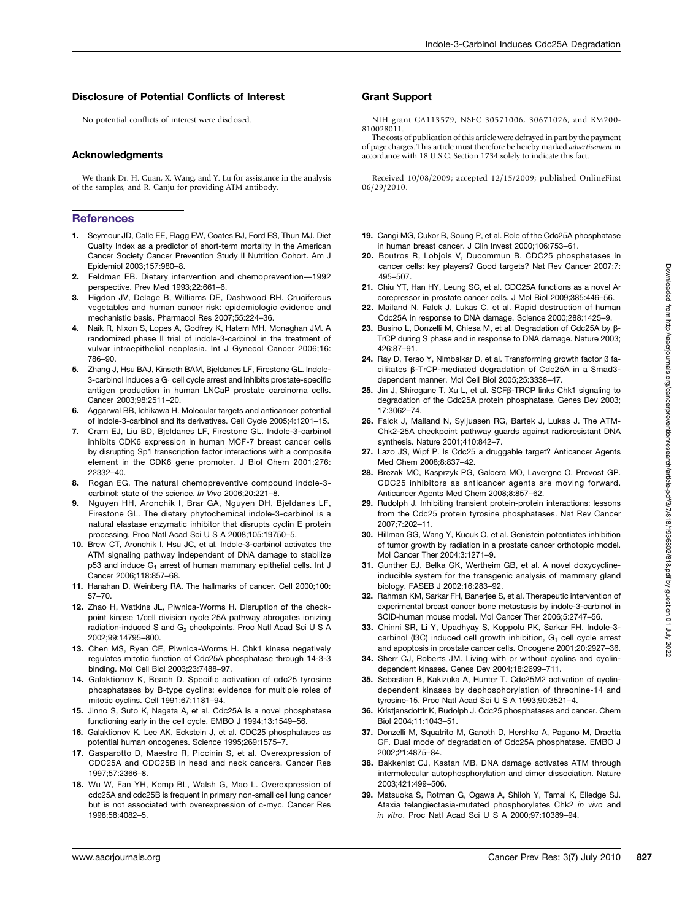## Disclosure of Potential Conflicts of Interest

No potential conflicts of interest were disclosed.

## Acknowledgments

We thank Dr. H. Guan, X. Wang, and Y. Lu for assistance in the analysis of the samples, and R. Ganju for providing ATM antibody.

## Grant Support

NIH grant CA113579, NSFC 30571006, 30671026, and KM200-810028011.

The costs of publication of this article were defrayed in part by the payment of page charges. This article must therefore be hereby marked *advertisement* in accordance with 18 U.S.C. Section 1734 solely to indicate this fact.

Received 10/08/2009; accepted 12/15/2009; published OnlineFirst 06/29/2010.

## References

1. Seymour JD, Calle EE, Flagg EW, Coates RJ, Ford ES, Thun MJ. Diet Quality Index as a predictor of short-term mortality in the American Cancer Society Cancer Prevention Study II Nutrition Cohort. Am J Epidemiol 2003;157:980–8.
2. Feldman EB. Dietary intervention and chemoprevention—1992 perspective. Prev Med 1993;22:661–6.
3. Higdon JV, Delage B, Williams DE, Dashwood RH. Cruciferous vegetables and human cancer risk: epidemiologic evidence and mechanistic basis. Pharmacol Res 2007;55:224–36.
4. Naik R, Nixon S, Lopes A, Godfrey K, Hatem MH, Monaghan JM. A randomized phase II trial of indole-3-carbinol in the treatment of vulvar intraepithelial neoplasia. Int J Gynecol Cancer 2006;16:786–90.
5. Zhang J, Hsu BAJ, Kinseth BAM, Bjeldanes LF, Firestone GL. Indole-3-carbinol induces a $G_1$ cell cycle arrest and inhibits prostate-specific antigen production in human LNCaP prostate carcinoma cells. Cancer 2003;98:2511–20.
6. Aggarwal BB, Ichikawa H. Molecular targets and anticancer potential of indole-3-carbinol and its derivatives. Cell Cycle 2005;4:1201–15.
7. Cram EJ, Liu BD, Bjeldanes LF, Firestone GL. Indole-3-carbinol inhibits CDK6 expression in human MCF-7 breast cancer cells by disrupting Sp1 transcription factor interactions with a composite element in the CDK6 gene promoter. J Biol Chem 2001;276:22332–40.
8. Rogan EG. The natural chemopreventive compound indole-3-carbinol: state of the science. *In Vivo* 2006;20:221–8.
9. Nguyen HH, Aronchik I, Brar GA, Nguyen DH, Bjeldanes LF, Firestone GL. The dietary phytochemical indole-3-carbinol is a natural elastase enzymatic inhibitor that disrupts cyclin E protein processing. Proc Natl Acad Sci U S A 2008;105:19750–5.
10. Brew CT, Aronchik I, Hsu JC, et al. Indole-3-carbinol activates the ATM signaling pathway independent of DNA damage to stabilize p53 and induce $G_1$ arrest of human mammary epithelial cells. Int J Cancer 2006;118:857–68.
11. Hanahan D, Weinberg RA. The hallmarks of cancer. Cell 2000;100:57–70.
12. Zhao H, Watkins JL, Piwnica-Worms H. Disruption of the checkpoint kinase 1/cell division cycle 25A pathway abrogates ionizing radiation-induced S and $G_2$ checkpoints. Proc Natl Acad Sci U S A 2002;99:14795–800.
13. Chen MS, Ryan CE, Piwnica-Worms H. Chk1 kinase negatively regulates mitotic function of Cdc25A phosphatase through 14-3-3 binding. Mol Cell Biol 2003;23:7488–97.
14. Galaktionov K, Beach D. Specific activation of cdc25 tyrosine phosphatases by B-type cyclins: evidence for multiple roles of mitotic cyclins. Cell 1991;67:1181–94.
15. Jinno S, Suto K, Nagata A, et al. Cdc25A is a novel phosphatase functioning early in the cell cycle. EMBO J 1994;13:1549–56.
16. Galaktionov K, Lee AK, Eckstein J, et al. CDC25 phosphatases as potential human oncogenes. Science 1995;269:1575–7.
17. Gasparotto D, Maestro R, Piccinin S, et al. Overexpression of CDC25A and CDC25B in head and neck cancers. Cancer Res 1997;57:2366–8.
18. Wu W, Fan YH, Kemp BL, Walsh G, Mao L. Overexpression of cdc25A and cdc25B is frequent in primary non-small cell lung cancer but is not associated with overexpression of c-myc. Cancer Res 1998;58:4082–5.
19. Cangi MG, Cukor B, Soung P, et al. Role of the Cdc25A phosphatase in human breast cancer. J Clin Invest 2000;106:753–61.
20. Boutros R, Lobjois V, Ducommun B. CDC25 phosphatases in cancer cells: key players? Good targets? Nat Rev Cancer 2007;7:495–507.
21. Chiu YT, Han HY, Leung SC, et al. CDC25A functions as a novel Ar corepressor in prostate cancer cells. J Mol Biol 2009;385:446–56.
22. Mailand N, Falck J, Lukas C, et al. Rapid destruction of human Cdc25A in response to DNA damage. Science 2000;288:1425–9.
23. Busino L, Donzelli M, Chiesa M, et al. Degradation of Cdc25A by β-TrCP during S phase and in response to DNA damage. Nature 2003;426:87–91.
24. Ray D, Terao Y, Nimbalkar D, et al. Transforming growth factor β facilitates β-TrCP-mediated degradation of Cdc25A in a Smad3-dependent manner. Mol Cell Biol 2005;25:3338–47.
25. Jin J, Shirogane T, Xu L, et al. SCFβ-TRCP links Chk1 signaling to degradation of the Cdc25A protein phosphatase. Genes Dev 2003;17:3062–74.
26. Falck J, Mailand N, Syljuasen RG, Bartek J, Lukas J. The ATM-Chk2-25A checkpoint pathway guards against radioresistant DNA synthesis. Nature 2001;410:842–7.
27. Lazo JS, Wipf P. Is Cdc25 a druggable target? Anticancer Agents Med Chem 2008;8:837–42.
28. Brezak MC, Kasprzyk PG, Galcera MO, Lavergne O, Prevost GP. CDC25 inhibitors as anticancer agents are moving forward. Anticancer Agents Med Chem 2008;8:857–62.
29. Rudolph J. Inhibiting transient protein-protein interactions: lessons from the Cdc25 protein tyrosine phosphatases. Nat Rev Cancer 2007;7:202–11.
30. Hillman GG, Wang Y, Kucuk O, et al. Genistein potentiates inhibition of tumor growth by radiation in a prostate cancer orthotopic model. Mol Cancer Ther 2004;3:1271–9.
31. Gunther EJ, Belka GK, Wertheim GB, et al. A novel doxycycline-inducible system for the transgenic analysis of mammary gland biology. FASEB J 2002;16:283–92.
32. Rahman KM, Sarkar FH, Banerjee S, et al. Therapeutic intervention of experimental breast cancer bone metastasis by indole-3-carbinol in SCID-human mouse model. Mol Cancer Ther 2006;5:2747–56.
33. Chinni SR, Li Y, Upadhyay S, Koppolu PK, Sarkar FH. Indole-3-carbinol (I3C) induced cell growth inhibition, $G_1$ cell cycle arrest and apoptosis in prostate cancer cells. Oncogene 2001;20:2927–36.
34. Sherr CJ, Roberts JM. Living with or without cyclins and cyclin-dependent kinases. Genes Dev 2004;18:2699–711.
35. Sebastian B, Kakizuka A, Hunter T. Cdc25M2 activation of cyclin-dependent kinases by dephosphorylation of threonine-14 and tyrosine-15. Proc Natl Acad Sci U S A 1993;90:3521–4.
36. Kristjansdottir K, Rudolph J. Cdc25 phosphatases and cancer. Chem Biol 2004;11:1043–51.
37. Donzelli M, Squatrito M, Ganoth D, Hershko A, Pagano M, Draetta GF. Dual mode of degradation of Cdc25A phosphatase. EMBO J 2002;21:4875–84.
38. Bakkenist CJ, Kastan MB. DNA damage activates ATM through intermolecular autophosphorylation and dimer dissociation. Nature 2003;421:499–506.
39. Matsuoka S, Rotman G, Ogawa A, Shiloh Y, Tamai K, Elledge SJ. Ataxia telangiectasia-mutated phosphorylates Chk2 *in vivo* and *in vitro*. Proc Natl Acad Sci U S A 2000;97:10389–94.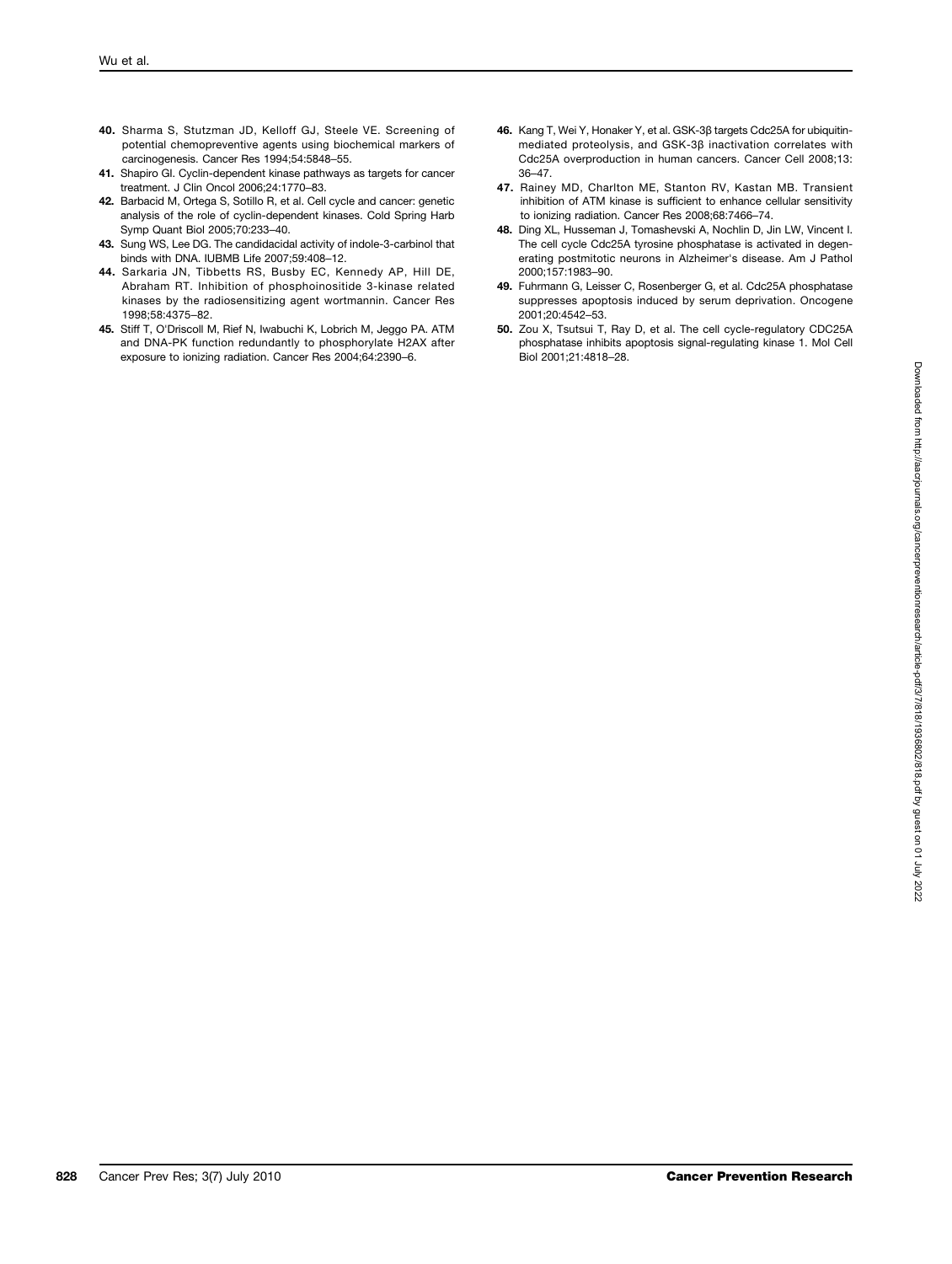40. Sharma S, Stutzman JD, Kelloff GJ, Steele VE. Screening of potential chemopreventive agents using biochemical markers of carcinogenesis. Cancer Res 1994;54:5848–55.

41. Shapiro GI. Cyclin-dependent kinase pathways as targets for cancer treatment. J Clin Oncol 2006;24:1770–83.

42. Barbacid M, Ortega S, Sotillo R, et al. Cell cycle and cancer: genetic analysis of the role of cyclin-dependent kinases. Cold Spring Harb Symp Quant Biol 2005;70:233–40.

43. Sung WS, Lee DG. The candidacidal activity of indole-3-carbinol that binds with DNA. IUBMB Life 2007;59:408–12.

44. Sarkaria JN, Tibbetts RS, Busby EC, Kennedy AP, Hill DE, Abraham RT. Inhibition of phosphoinositide 3-kinase related kinases by the radiosensitizing agent wortmannin. Cancer Res 1998;58:4375–82.

45. Stiff T, O'Driscoll M, Rief N, Iwabuchi K, Lobrich M, Jeggo PA. ATM and DNA-PK function redundantly to phosphorylate H2AX after exposure to ionizing radiation. Cancer Res 2004;64:2390–6.

46. Kang T, Wei Y, Honaker Y, et al. GSK-3β targets Cdc25A for ubiquitin-mediated proteolysis, and GSK-3β inactivation correlates with Cdc25A overproduction in human cancers. Cancer Cell 2008;13:36–47.

47. Rainey MD, Charlton ME, Stanton RV, Kastan MB. Transient inhibition of ATM kinase is sufficient to enhance cellular sensitivity to ionizing radiation. Cancer Res 2008;68:7466–74.

48. Ding XL, Husseman J, Tomashevski A, Nochlin D, Jin LW, Vincent I. The cell cycle Cdc25A tyrosine phosphatase is activated in degenerating postmitotic neurons in Alzheimer's disease. Am J Pathol 2000;157:1983–90.

49. Fuhrmann G, Leisser C, Rosenberger G, et al. Cdc25A phosphatase suppresses apoptosis induced by serum deprivation. Oncogene 2001;20:4542–53.

50. Zou X, Tsutsui T, Ray D, et al. The cell cycle-regulatory CDC25A phosphatase inhibits apoptosis signal-regulating kinase 1. Mol Cell Biol 2001;21:4818–28.